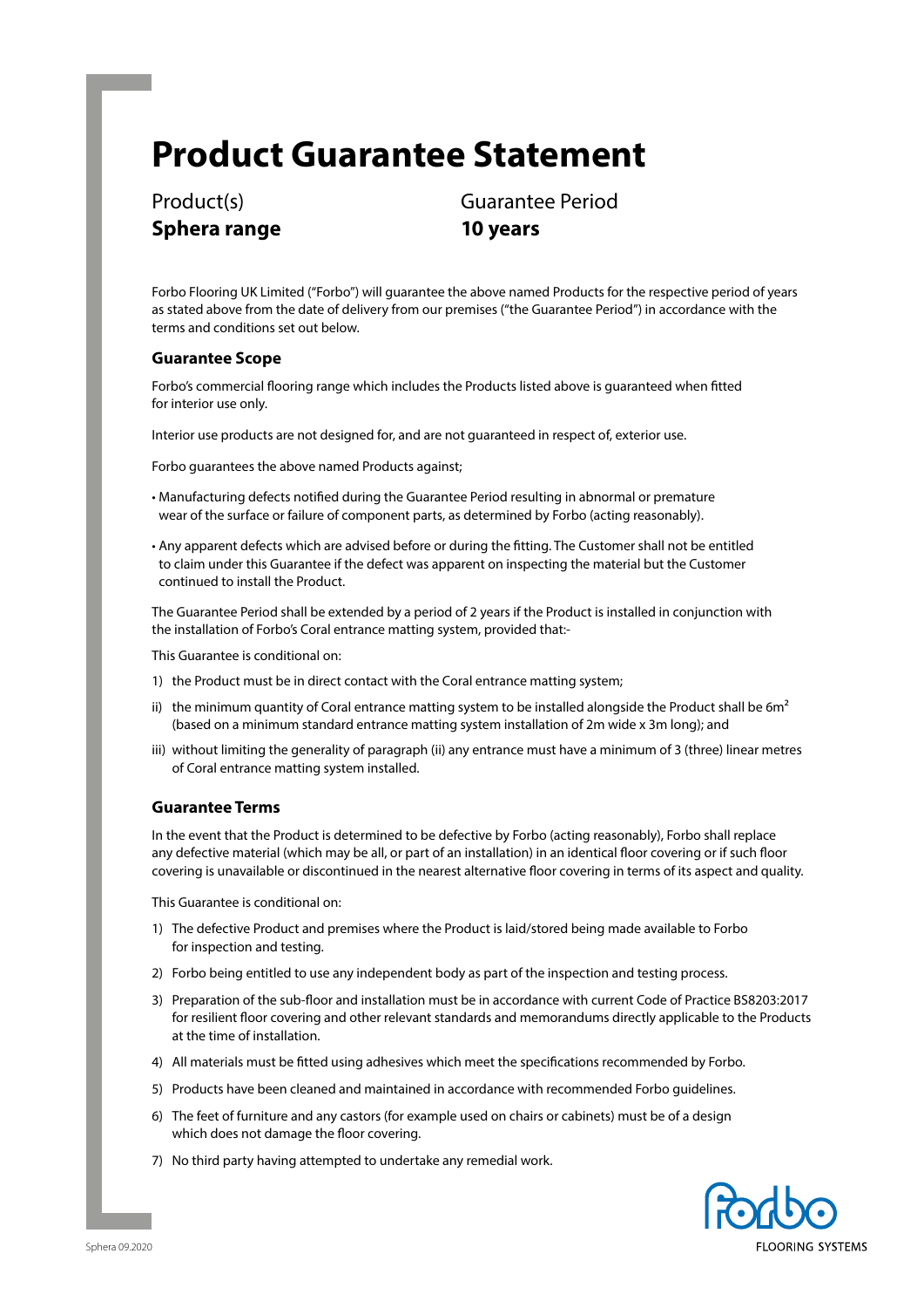# Product Guarantee Statement

Product(s)
**Sphera range**

Guarantee Period
**10 years**

Forbo Flooring UK Limited ("Forbo") will guarantee the above named Products for the respective period of years as stated above from the date of delivery from our premises ("the Guarantee Period") in accordance with the terms and conditions set out below.

### Guarantee Scope

Forbo's commercial flooring range which includes the Products listed above is guaranteed when fitted for interior use only.

Interior use products are not designed for, and are not guaranteed in respect of, exterior use.

Forbo guarantees the above named Products against;

- Manufacturing defects notified during the Guarantee Period resulting in abnormal or premature wear of the surface or failure of component parts, as determined by Forbo (acting reasonably).
- Any apparent defects which are advised before or during the fitting. The Customer shall not be entitled to claim under this Guarantee if the defect was apparent on inspecting the material but the Customer continued to install the Product.

The Guarantee Period shall be extended by a period of 2 years if the Product is installed in conjunction with the installation of Forbo's Coral entrance matting system, provided that:-

This Guarantee is conditional on:

1) the Product must be in direct contact with the Coral entrance matting system;

ii) the minimum quantity of Coral entrance matting system to be installed alongside the Product shall be $6m^2$ (based on a minimum standard entrance matting system installation of 2m wide x 3m long); and

iii) without limiting the generality of paragraph (ii) any entrance must have a minimum of 3 (three) linear metres of Coral entrance matting system installed.

### Guarantee Terms

In the event that the Product is determined to be defective by Forbo (acting reasonably), Forbo shall replace any defective material (which may be all, or part of an installation) in an identical floor covering or if such floor covering is unavailable or discontinued in the nearest alternative floor covering in terms of its aspect and quality.

This Guarantee is conditional on:

1) The defective Product and premises where the Product is laid/stored being made available to Forbo for inspection and testing.
2) Forbo being entitled to use any independent body as part of the inspection and testing process.
3) Preparation of the sub-floor and installation must be in accordance with current Code of Practice BS8203:2017 for resilient floor covering and other relevant standards and memorandums directly applicable to the Products at the time of installation.
4) All materials must be fitted using adhesives which meet the specifications recommended by Forbo.
5) Products have been cleaned and maintained in accordance with recommended Forbo guidelines.
6) The feet of furniture and any castors (for example used on chairs or cabinets) must be of a design which does not damage the floor covering.
7) No third party having attempted to undertake any remedial work.

Sphera 09.2020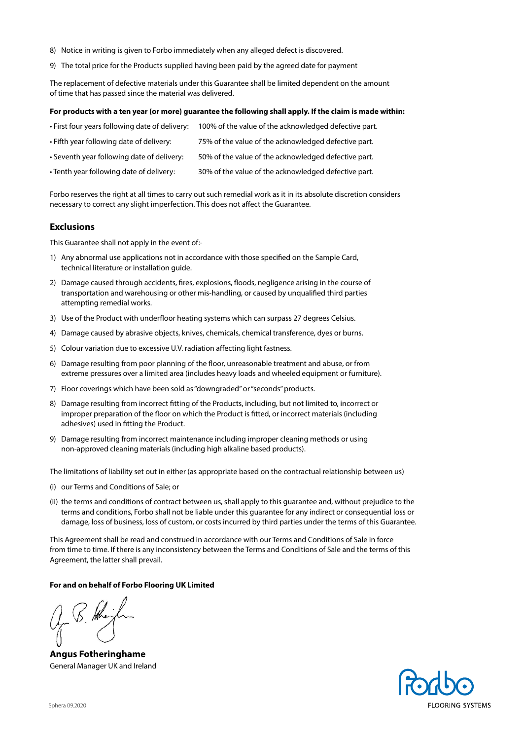8) Notice in writing is given to Forbo immediately when any alleged defect is discovered.

9) The total price for the Products supplied having been paid by the agreed date for payment

The replacement of defective materials under this Guarantee shall be limited dependent on the amount of time that has passed since the material was delivered.

**For products with a ten year (or more) guarantee the following shall apply. If the claim is made within:**

| | |
|---|---|
| • First four years following date of delivery: | 100% of the value of the acknowledged defective part. |
| • Fifth year following date of delivery: | 75% of the value of the acknowledged defective part. |
| • Seventh year following date of delivery: | 50% of the value of the acknowledged defective part. |
| • Tenth year following date of delivery: | 30% of the value of the acknowledged defective part. |

Forbo reserves the right at all times to carry out such remedial work as it in its absolute discretion considers necessary to correct any slight imperfection. This does not affect the Guarantee.

## Exclusions

This Guarantee shall not apply in the event of:-

1) Any abnormal use applications not in accordance with those specified on the Sample Card, technical literature or installation guide.
2) Damage caused through accidents, fires, explosions, floods, negligence arising in the course of transportation and warehousing or other mis-handling, or caused by unqualified third parties attempting remedial works.
3) Use of the Product with underfloor heating systems which can surpass 27 degrees Celsius.
4) Damage caused by abrasive objects, knives, chemicals, chemical transference, dyes or burns.
5) Colour variation due to excessive U.V. radiation affecting light fastness.
6) Damage resulting from poor planning of the floor, unreasonable treatment and abuse, or from extreme pressures over a limited area (includes heavy loads and wheeled equipment or furniture).
7) Floor coverings which have been sold as "downgraded" or "seconds" products.
8) Damage resulting from incorrect fitting of the Products, including, but not limited to, incorrect or improper preparation of the floor on which the Product is fitted, or incorrect materials (including adhesives) used in fitting the Product.
9) Damage resulting from incorrect maintenance including improper cleaning methods or using non-approved cleaning materials (including high alkaline based products).

The limitations of liability set out in either (as appropriate based on the contractual relationship between us)

(i) our Terms and Conditions of Sale; or

(ii) the terms and conditions of contract between us, shall apply to this guarantee and, without prejudice to the terms and conditions, Forbo shall not be liable under this guarantee for any indirect or consequential loss or damage, loss of business, loss of custom, or costs incurred by third parties under the terms of this Guarantee.

This Agreement shall be read and construed in accordance with our Terms and Conditions of Sale in force from time to time. If there is any inconsistency between the Terms and Conditions of Sale and the terms of this Agreement, the latter shall prevail.

**For and on behalf of Forbo Flooring UK Limited**

**Angus Fotheringhame**
General Manager UK and Ireland

Sphera 09.2020

forbo FLOORING SYSTEMS